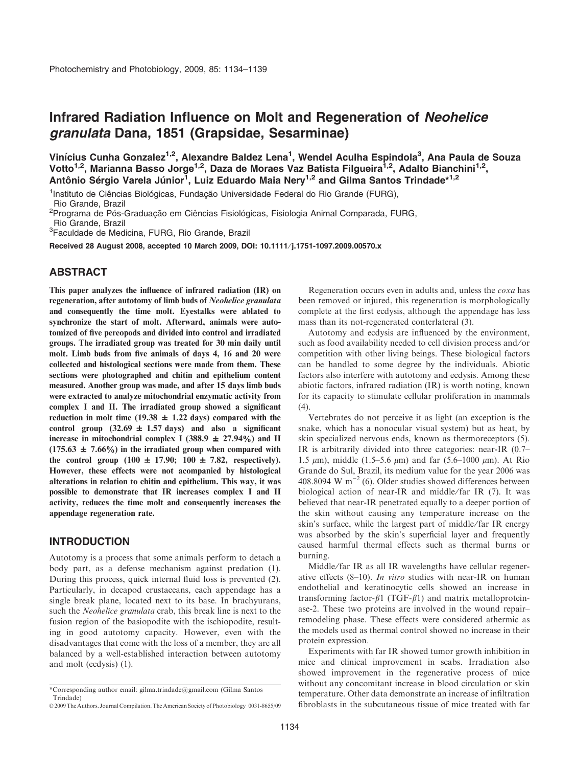# Infrared Radiation Influence on Molt and Regeneration of *Neohelice granulata* Dana, 1851 (Grapsidae, Sesarminae)

**Vinícius Cunha Gonzalez[1,2], Alexandre Baldez Lena[1], Wendel Aculha Espindola[3], Ana Paula de Souza Votto[1,2], Marianna Basso Jorge[1,2], Daza de Moraes Vaz Batista Filgueira[1,2], Adalto Bianchini[1,2], Antônio Sérgio Varela Júnior[1], Luiz Eduardo Maia Nery[1,2] and Gilma Santos Trindade*[1,2]**

[1]Instituto de Ciências Biológicas, Fundação Universidade Federal do Rio Grande (FURG), Rio Grande, Brazil
[2]Programa de Pós-Graduação em Ciências Fisiológicas, Fisiologia Animal Comparada, FURG, Rio Grande, Brazil
[3]Faculdade de Medicina, FURG, Rio Grande, Brazil

**Received 28 August 2008, accepted 10 March 2009, DOI: 10.1111/j.1751-1097.2009.00570.x**

## ABSTRACT

**This paper analyzes the influence of infrared radiation (IR) on regeneration, after autotomy of limb buds of *Neohelice granulata* and consequently the time molt. Eyestalks were ablated to synchronize the start of molt. Afterward, animals were autotomized of five pereopods and divided into control and irradiated groups. The irradiated group was treated for 30 min daily until molt. Limb buds from five animals of days 4, 16 and 20 were collected and histological sections were made from them. These sections were photographed and chitin and epithelium content measured. Another group was made, and after 15 days limb buds were extracted to analyze mitochondrial enzymatic activity from complex I and II. The irradiated group showed a significant reduction in molt time (19.38 ± 1.22 days) compared with the control group (32.69 ± 1.57 days) and also a significant increase in mitochondrial complex I (388.9 ± 27.94%) and II (175.63 ± 7.66%) in the irradiated group when compared with the control group (100 ± 17.90; 100 ± 7.82, respectively). However, these effects were not acompanied by histological alterations in relation to chitin and epithelium. This way, it was possible to demonstrate that IR increases complex I and II activity, reduces the time molt and consequently increases the appendage regeneration rate.**

## INTRODUCTION

Autotomy is a process that some animals perform to detach a body part, as a defense mechanism against predation (1). During this process, quick internal fluid loss is prevented (2). Particularly, in decapod crustaceans, each appendage has a single break plane, located next to its base. In brachyurans, such the *Neohelice granulata* crab, this break line is next to the fusion region of the basiopodite with the ischiopodite, resulting in good autotomy capacity. However, even with the disadvantages that come with the loss of a member, they are all balanced by a well-established interaction between autotomy and molt (ecdysis) (1).

Regeneration occurs even in adults and, unless the *coxa* has been removed or injured, this regeneration is morphologically complete at the first ecdysis, although the appendage has less mass than its not-regenerated conterlateral (3).

Autotomy and ecdysis are influenced by the environment, such as food availability needed to cell division process and/or competition with other living beings. These biological factors can be handled to some degree by the individuals. Abiotic factors also interfere with autotomy and ecdysis. Among these abiotic factors, infrared radiation (IR) is worth noting, known for its capacity to stimulate cellular proliferation in mammals (4).

Vertebrates do not perceive it as light (an exception is the snake, which has a nonocular visual system) but as heat, by skin specialized nervous ends, known as thermoreceptors (5). IR is arbitrarily divided into three categories: near-IR (0.7–1.5 $\mu$m), middle (1.5–5.6 $\mu$m) and far (5.6–1000 $\mu$m). At Rio Grande do Sul, Brazil, its medium value for the year 2006 was 408.8094 W m$^{-2}$ (6). Older studies showed differences between biological action of near-IR and middle/far IR (7). It was believed that near-IR penetrated equally to a deeper portion of the skin without causing any temperature increase on the skin's surface, while the largest part of middle/far IR energy was absorbed by the skin's superficial layer and frequently caused harmful thermal effects such as thermal burns or burning.

Middle/far IR as all IR wavelengths have cellular regenerative effects (8–10). *In vitro* studies with near-IR on human endothelial and keratinocytic cells showed an increase in transforming factor-$\beta$1 (TGF-$\beta$1) and matrix metalloproteinase-2. These two proteins are involved in the wound repair–remodeling phase. These effects were considered athermic as the models used as thermal control showed no increase in their protein expression.

Experiments with far IR showed tumor growth inhibition in mice and clinical improvement in scabs. Irradiation also showed improvement in the regenerative process of mice without any concomitant increase in blood circulation or skin temperature. Other data demonstrate an increase of infiltration fibroblasts in the subcutaneous tissue of mice treated with far

*Corresponding author email: gilma.trindade@gmail.com (Gilma Santos Trindade)
© 2009 The Authors. Journal Compilation. The American Society of Photobiology 0031-8655/09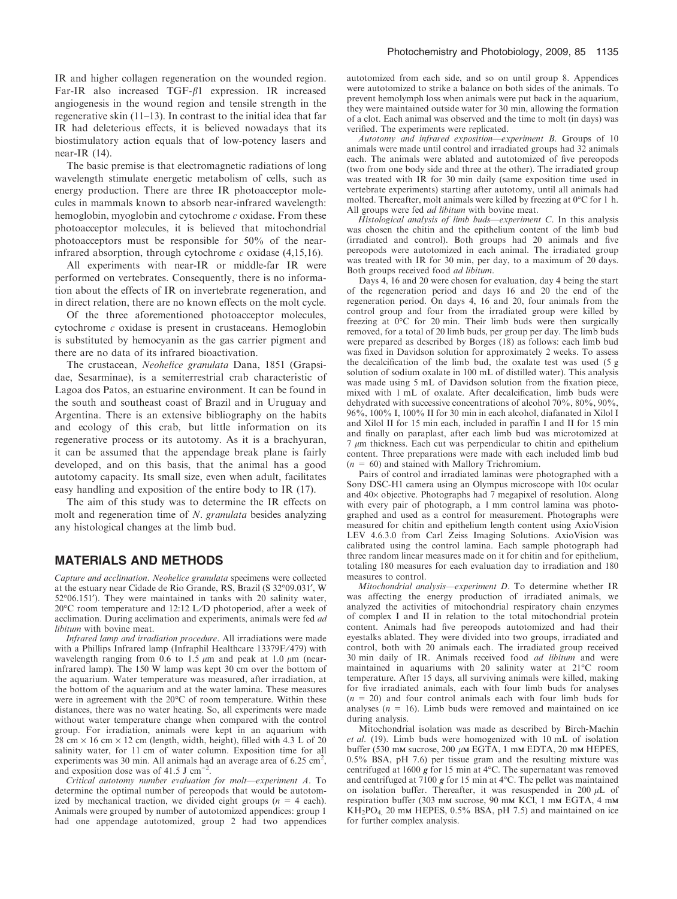IR and higher collagen regeneration on the wounded region. Far-IR also increased TGF-$\beta$1 expression. IR increased angiogenesis in the wound region and tensile strength in the regenerative skin (11–13). In contrast to the initial idea that far IR had deleterious effects, it is believed nowadays that its biostimulatory action equals that of low-potency lasers and near-IR (14).

The basic premise is that electromagnetic radiations of long wavelength stimulate energetic metabolism of cells, such as energy production. There are three IR photoacceptor molecules in mammals known to absorb near-infrared wavelength: hemoglobin, myoglobin and cytochrome *c* oxidase. From these photoacceptor molecules, it is believed that mitochondrial photoacceptors must be responsible for 50% of the near-infrared absorption, through cytochrome *c* oxidase (4,15,16).

All experiments with near-IR or middle-far IR were performed on vertebrates. Consequently, there is no information about the effects of IR on invertebrate regeneration, and in direct relation, there are no known effects on the molt cycle.

Of the three aforementioned photoacceptor molecules, cytochrome *c* oxidase is present in crustaceans. Hemoglobin is substituted by hemocyanin as the gas carrier pigment and there are no data of its infrared bioactivation.

The crustacean, *Neohelice granulata* Dana, 1851 (Grapsidae, Sesarminae), is a semiterrestrial crab characteristic of Lagoa dos Patos, an estuarine environment. It can be found in the south and southeast coast of Brazil and in Uruguay and Argentina. There is an extensive bibliography on the habits and ecology of this crab, but little information on its regenerative process or its autotomy. As it is a brachyuran, it can be assumed that the appendage break plane is fairly developed, and on this basis, that the animal has a good autotomy capacity. Its small size, even when adult, facilitates easy handling and exposition of the entire body to IR (17).

The aim of this study was to determine the IR effects on molt and regeneration time of *N. granulata* besides analyzing any histological changes at the limb bud.

## MATERIALS AND METHODS

*Capture and acclimation.* *Neohelice granulata* specimens were collected at the estuary near Cidade de Rio Grande, RS, Brazil (S 32°09.031′, W 52°06.151′). They were maintained in tanks with 20 salinity water, 20°C room temperature and 12:12 L/D photoperiod, after a week of acclimation. During acclimation and experiments, animals were fed *ad libitum* with bovine meat.

*Infrared lamp and irradiation procedure.* All irradiations were made with a Phillips Infrared lamp (Infraphil Healthcare 13379F/479) with wavelength ranging from 0.6 to 1.5 $\mu$m and peak at 1.0 $\mu$m (near-infrared lamp). The 150 W lamp was kept 30 cm over the bottom of the aquarium. Water temperature was measured, after irradiation, at the bottom of the aquarium and at the water lamina. These measures were in agreement with the 20°C of room temperature. Within these distances, there was no water heating. So, all experiments were made without water temperature change when compared with the control group. For irradiation, animals were kept in an aquarium with 28 cm × 16 cm × 12 cm (length, width, height), filled with 4.3 L of 20 salinity water, for 11 cm of water column. Exposition time for all experiments was 30 min. All animals had an average area of 6.25 cm$^2$, and exposition dose was of 41.5 J cm$^{-2}$.

*Critical autotomy number evaluation for molt—experiment A.* To determine the optimal number of pereopods that would be autotomized by mechanical traction, we divided eight groups ($n$ = 4 each). Animals were grouped by number of autotomized appendices: group 1 had one appendage autotomized, group 2 had two appendices autotomized from each side, and so on until group 8. Appendices were autotomized to strike a balance on both sides of the animals. To prevent hemolymph loss when animals were put back in the aquarium, they were maintained outside water for 30 min, allowing the formation of a clot. Each animal was observed and the time to molt (in days) was verified. The experiments were replicated.

*Autotomy and infrared exposition—experiment B.* Groups of 10 animals were made until control and irradiated groups had 32 animals each. The animals were ablated and autotomized of five pereopods (two from one body side and three at the other). The irradiated group was treated with IR for 30 min daily (same exposition time used in vertebrate experiments) starting after autotomy, until all animals had molted. Thereafter, molt animals were killed by freezing at 0°C for 1 h. All groups were fed *ad libitum* with bovine meat.

*Histological analysis of limb buds—experiment C.* In this analysis was chosen the chitin and the epithelium content of the limb bud (irradiated and control). Both groups had 20 animals and five pereopods were autotomized in each animal. The irradiated group was treated with IR for 30 min, per day, to a maximum of 20 days. Both groups received food *ad libitum*.

Days 4, 16 and 20 were chosen for evaluation, day 4 being the start of the regeneration period and days 16 and 20 the end of the regeneration period. On days 4, 16 and 20, four animals from the control group and four from the irradiated group were killed by freezing at 0°C for 20 min. Their limb buds were then surgically removed, for a total of 20 limb buds, per group per day. The limb buds were prepared as described by Borges (18) as follows: each limb bud was fixed in Davidson solution for approximately 2 weeks. To assess the decalcification of the limb bud, the oxalate test was used (5 g solution of sodium oxalate in 100 mL of distilled water). This analysis was made using 5 mL of Davidson solution from the fixation piece, mixed with 1 mL of oxalate. After decalcification, limb buds were dehydrated with successive concentrations of alcohol 70%, 80%, 90%, 96%, 100% I, 100% II for 30 min in each alcohol, diafanated in Xilol I and Xilol II for 15 min each, included in paraffin I and II for 15 min and finally on paraplast, after each limb bud was microtomized at 7 $\mu$m thickness. Each cut was perpendicular to chitin and epithelium content. Three preparations were made with each included limb bud ($n$ = 60) and stained with Mallory Trichromium.

Pairs of control and irradiated laminas were photographed with a Sony DSC-H1 camera using an Olympus microscope with 10× ocular and 40× objective. Photographs had 7 megapixel of resolution. Along with every pair of photograph, a 1 mm control lamina was photographed and used as a control for measurement. Photographs were measured for chitin and epithelium length content using AxioVision LEV 4.6.3.0 from Carl Zeiss Imaging Solutions. AxioVision was calibrated using the control lamina. Each sample photograph had three random linear measures made on it for chitin and for epithelium, totaling 180 measures for each evaluation day to irradiation and 180 measures to control.

*Mitochondrial analysis—experiment D.* To determine whether IR was affecting the energy production of irradiated animals, we analyzed the activities of mitochondrial respiratory chain enzymes of complex I and II in relation to the total mitochondrial protein content. Animals had five pereopods autotomized and had their eyestalks ablated. They were divided into two groups, irradiated and control, both with 20 animals each. The irradiated group received 30 min daily of IR. Animals received food *ad libitum* and were maintained in aquariums with 20 salinity water at 21°C room temperature. After 15 days, all surviving animals were killed, making for five irradiated animals, each with four limb buds for analyses ($n$ = 20) and four control animals each with four limb buds for analyses ($n$ = 16). Limb buds were removed and maintained on ice during analysis.

Mitochondrial isolation was made as described by Birch-Machin *et al.* (19). Limb buds were homogenized with 10 mL of isolation buffer (530 mM sucrose, 200 $\mu$M EGTA, 1 mM EDTA, 20 mM HEPES, 0.5% BSA, pH 7.6) per tissue gram and the resulting mixture was centrifuged at 1600 *g* for 15 min at 4°C. The supernatant was removed and centrifuged at 7100 *g* for 15 min at 4°C. The pellet was maintained on isolation buffer. Thereafter, it was resuspended in 200 $\mu$L of respiration buffer (303 mM sucrose, 90 mM KCl, 1 mM EGTA, 4 mM $KH_2PO_4$, 20 mM HEPES, 0.5% BSA, pH 7.5) and maintained on ice for further complex analysis.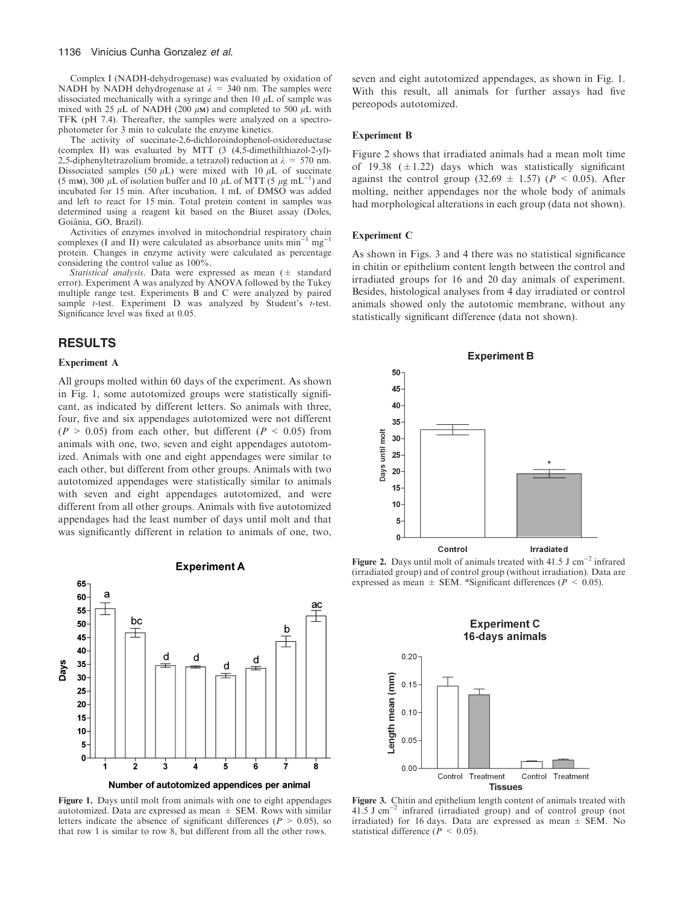Complex I (NADH-dehydrogenase) was evaluated by oxidation of NADH by NADH dehydrogenase at $\lambda$ = 340 nm. The samples were dissociated mechanically with a syringe and then 10 $\mu$L of sample was mixed with 25 $\mu$L of NADH (200 $\mu$M) and completed to 500 $\mu$L with TFK (pH 7.4). Thereafter, the samples were analyzed on a spectrophotometer for 3 min to calculate the enzyme kinetics.

The activity of succinate-2,6-dichloroindophenol-oxidoreductase (complex II) was evaluated by MTT (3 (4,5-dimethilthiazol-2-yl)-2,5-diphenyltetrazolium bromide, a tetrazol) reduction at $\lambda$ = 570 nm. Dissociated samples (50 $\mu$L) were mixed with 10 $\mu$L of succinate (5 mM), 300 $\mu$L of isolation buffer and 10 $\mu$L of MTT (5 $\mu$g mL$^{-1}$) and incubated for 15 min. After incubation, 1 mL of DMSO was added and left to react for 15 min. Total protein content in samples was determined using a reagent kit based on the Biuret assay (Doles, Goiânia, GO, Brazil).

Activities of enzymes involved in mitochondrial respiratory chain complexes (I and II) were calculated as absorbance units min$^{-1}$ mg$^{-1}$ protein. Changes in enzyme activity were calculated as percentage considering the control value as 100%.

*Statistical analysis.* Data were expressed as mean (± standard error). Experiment A was analyzed by ANOVA followed by the Tukey multiple range test. Experiments B and C were analyzed by paired sample *t*-test. Experiment D was analyzed by Student's *t*-test. Significance level was fixed at 0.05.

## RESULTS

### Experiment A

All groups molted within 60 days of the experiment. As shown in Fig. 1, some autotomized groups were statistically significant, as indicated by different letters. So animals with three, four, five and six appendages autotomized were not different ($P > 0.05$) from each other, but different ($P < 0.05$) from animals with one, two, seven and eight appendages autotomized. Animals with one and eight appendages were similar to each other, but different from other groups. Animals with two autotomized appendages were statistically similar to animals with seven and eight appendages autotomized, and were different from all other groups. Animals with five autotomized appendages had the least number of days until molt and that was significantly different in relation to animals of one, two, seven and eight autotomized appendages, as shown in Fig. 1. With this result, all animals for further assays had five pereopods autotomized.

Figure 1. Days until molt from animals with one to eight appendages autotomized. Data are expressed as mean ± SEM. Rows with similar letters indicate the absence of significant differences ($P > 0.05$), so that row 1 is similar to row 8, but different from all the other rows.

### Experiment B

Figure 2 shows that irradiated animals had a mean molt time of 19.38 (±1.22) days which was statistically significant against the control group (32.69 ± 1.57) ($P < 0.05$). After molting, neither appendages nor the whole body of animals had morphological alterations in each group (data not shown).

### Experiment C

As shown in Figs. 3 and 4 there was no statistical significance in chitin or epithelium content length between the control and irradiated groups for 16 and 20 day animals of experiment. Besides, histological analyses from 4 day irradiated or control animals showed only the autotomic membrane, without any statistically significant difference (data not shown).

Figure 2. Days until molt of animals treated with 41.5 J cm$^{-2}$ infrared (irradiated group) and of control group (without irradiation). Data are expressed as mean ± SEM. *Significant differences ($P < 0.05$).

Figure 3. Chitin and epithelium length content of animals treated with 41.5 J cm$^{-2}$ infrared (irradiated group) and of control group (not irradiated) for 16 days. Data are expressed as mean ± SEM. No statistical difference ($P < 0.05$).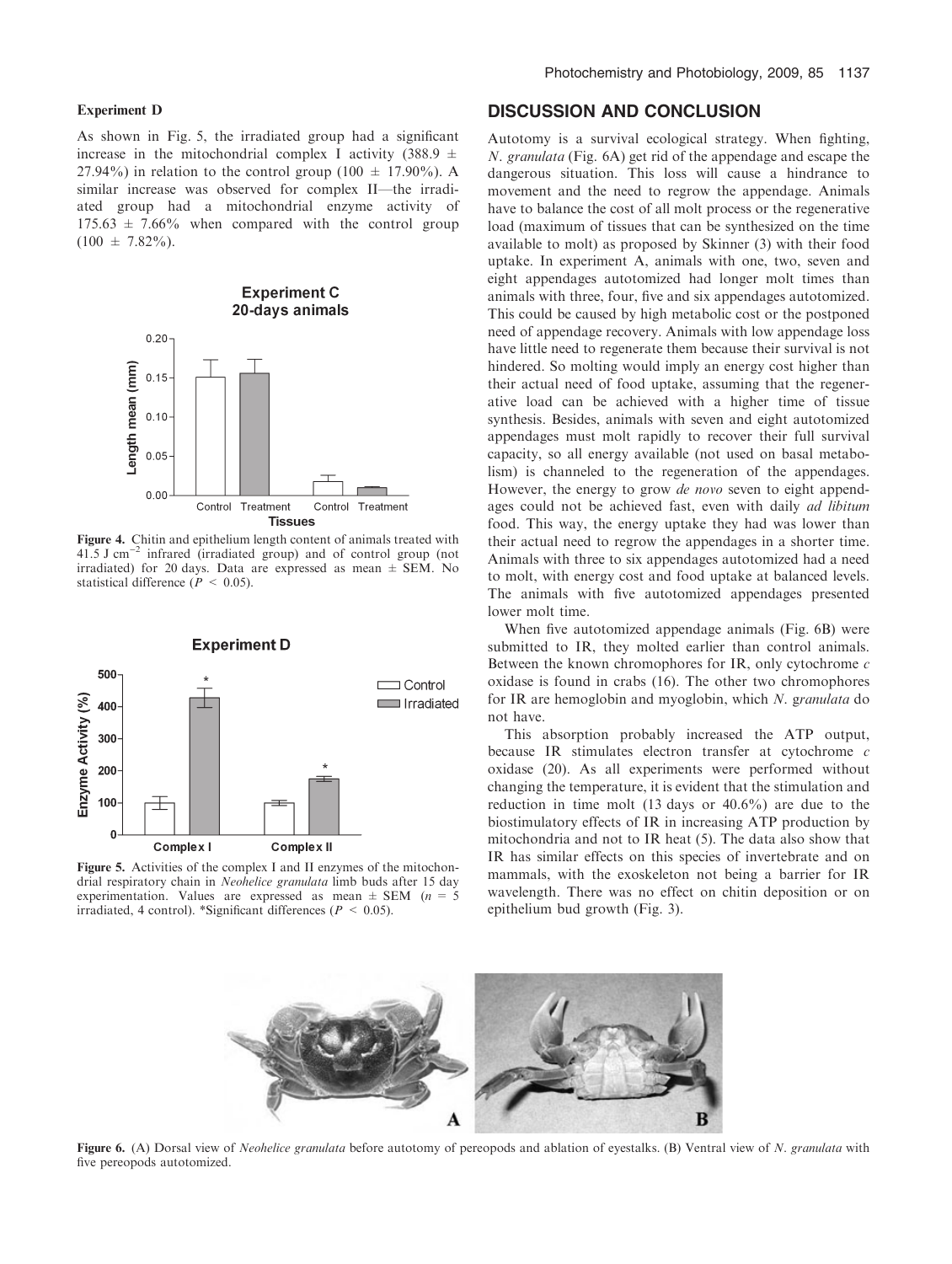### Experiment D

As shown in Fig. 5, the irradiated group had a significant increase in the mitochondrial complex I activity (388.9 ± 27.94%) in relation to the control group (100 ± 17.90%). A similar increase was observed for complex II—the irradiated group had a mitochondrial enzyme activity of 175.63 ± 7.66% when compared with the control group (100 ± 7.82%).

Experiment C
20-days animals

Length mean (mm)
0.20
0.15
0.10
0.05
0.00
Control Treatment Control Treatment
Tissues

**Figure 4.** Chitin and epithelium length content of animals treated with 41.5 J cm$^{-2}$ infrared (irradiated group) and of control group (not irradiated) for 20 days. Data are expressed as mean ± SEM. No statistical difference ($P < 0.05$).

Experiment D

Enzyme Activity (%)
500
400
300
200
100
0
Control
Irradiated
*
*
Complex I Complex II

**Figure 5.** Activities of the complex I and II enzymes of the mitochondrial respiratory chain in *Neohelice granulata* limb buds after 15 day experimentation. Values are expressed as mean ± SEM ($n$ = 5 irradiated, 4 control). *Significant differences ($P < 0.05$).

## DISCUSSION AND CONCLUSION

Autotomy is a survival ecological strategy. When fighting, *N. granulata* (Fig. 6A) get rid of the appendage and escape the dangerous situation. This loss will cause a hindrance to movement and the need to regrow the appendage. Animals have to balance the cost of all molt process or the regenerative load (maximum of tissues that can be synthesized on the time available to molt) as proposed by Skinner (3) with their food uptake. In experiment A, animals with one, two, seven and eight appendages autotomized had longer molt times than animals with three, four, five and six appendages autotomized. This could be caused by high metabolic cost or the postponed need of appendage recovery. Animals with low appendage loss have little need to regenerate them because their survival is not hindered. So molting would imply an energy cost higher than their actual need of food uptake, assuming that the regenerative load can be achieved with a higher time of tissue synthesis. Besides, animals with seven and eight autotomized appendages must molt rapidly to recover their full survival capacity, so all energy available (not used on basal metabolism) is channeled to the regeneration of the appendages. However, the energy to grow *de novo* seven to eight appendages could not be achieved fast, even with daily *ad libitum* food. This way, the energy uptake they had was lower than their actual need to regrow the appendages in a shorter time. Animals with three to six appendages autotomized had a need to molt, with energy cost and food uptake at balanced levels. The animals with five autotomized appendages presented lower molt time.

When five autotomized appendage animals (Fig. 6B) were submitted to IR, they molted earlier than control animals. Between the known chromophores for IR, only cytochrome *c* oxidase is found in crabs (16). The other two chromophores for IR are hemoglobin and myoglobin, which *N. granulata* do not have.

This absorption probably increased the ATP output, because IR stimulates electron transfer at cytochrome *c* oxidase (20). As all experiments were performed without changing the temperature, it is evident that the stimulation and reduction in time molt (13 days or 40.6%) are due to the biostimulatory effects of IR in increasing ATP production by mitochondria and not to IR heat (5). The data also show that IR has similar effects on this species of invertebrate and on mammals, with the exoskeleton not being a barrier for IR wavelength. There was no effect on chitin deposition or on epithelium bud growth (Fig. 3).

**Figure 6.** (A) Dorsal view of *Neohelice granulata* before autotomy of pereopods and ablation of eyestalks. (B) Ventral view of *N. granulata* with five pereopods autotomized.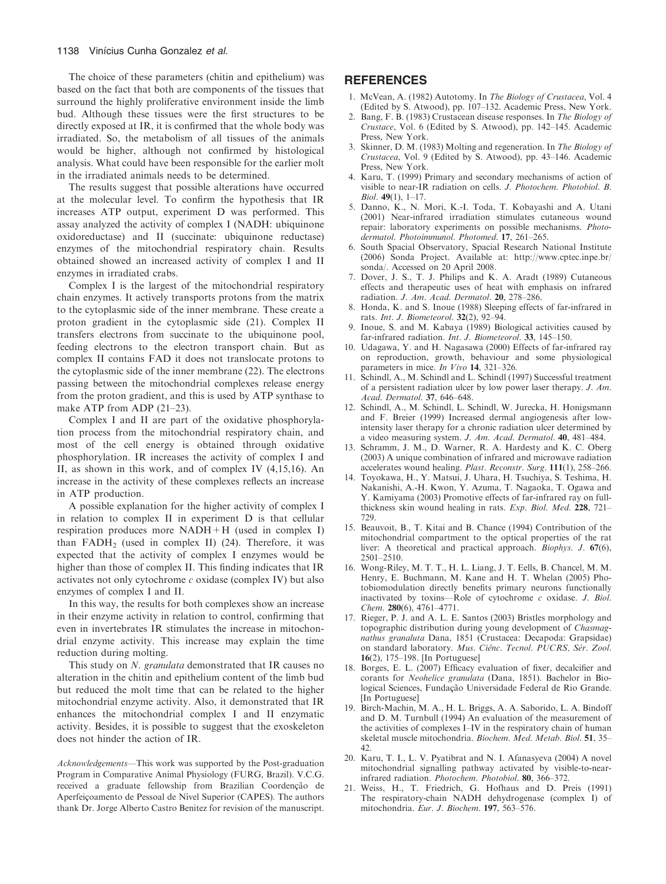The choice of these parameters (chitin and epithelium) was based on the fact that both are components of the tissues that surround the highly proliferative environment inside the limb bud. Although these tissues were the first structures to be directly exposed at IR, it is confirmed that the whole body was irradiated. So, the metabolism of all tissues of the animals would be higher, although not confirmed by histological analysis. What could have been responsible for the earlier molt in the irradiated animals needs to be determined.

The results suggest that possible alterations have occurred at the molecular level. To confirm the hypothesis that IR increases ATP output, experiment D was performed. This assay analyzed the activity of complex I (NADH: ubiquinone oxidoreductase) and II (succinate: ubiquinone reductase) enzymes of the mitochondrial respiratory chain. Results obtained showed an increased activity of complex I and II enzymes in irradiated crabs.

Complex I is the largest of the mitochondrial respiratory chain enzymes. It actively transports protons from the matrix to the cytoplasmic side of the inner membrane. These create a proton gradient in the cytoplasmic side (21). Complex II transfers electrons from succinate to the ubiquinone pool, feeding electrons to the electron transport chain. But as complex II contains FAD it does not translocate protons to the cytoplasmic side of the inner membrane (22). The electrons passing between the mitochondrial complexes release energy from the proton gradient, and this is used by ATP synthase to make ATP from ADP (21–23).

Complex I and II are part of the oxidative phosphorylation process from the mitochondrial respiratory chain, and most of the cell energy is obtained through oxidative phosphorylation. IR increases the activity of complex I and II, as shown in this work, and of complex IV (4,15,16). An increase in the activity of these complexes reflects an increase in ATP production.

A possible explanation for the higher activity of complex I in relation to complex II in experiment D is that cellular respiration produces more NADH + H (used in complex I) than $FADH_2$ (used in complex II) (24). Therefore, it was expected that the activity of complex I enzymes would be higher than those of complex II. This finding indicates that IR activates not only cytochrome *c* oxidase (complex IV) but also enzymes of complex I and II.

In this way, the results for both complexes show an increase in their enzyme activity in relation to control, confirming that even in invertebrates IR stimulates the increase in mitochondrial enzyme activity. This increase may explain the time reduction during molting.

This study on *N. granulata* demonstrated that IR causes no alteration in the chitin and epithelium content of the limb bud but reduced the molt time that can be related to the higher mitochondrial enzyme activity. Also, it demonstrated that IR enhances the mitochondrial complex I and II enzymatic activity. Besides, it is possible to suggest that the exoskeleton does not hinder the action of IR.

*Acknowledgements*—This work was supported by the Post-graduation Program in Comparative Animal Physiology (FURG, Brazil). V.C.G. received a graduate fellowship from Brazilian Coordenção de Aperfeiçoamento de Pessoal de Nível Superior (CAPES). The authors thank Dr. Jorge Alberto Castro Benitez for revision of the manuscript.

## REFERENCES

1. McVean, A. (1982) Autotomy. In *The Biology of Crustacea*, Vol. 4 (Edited by S. Atwood), pp. 107–132. Academic Press, New York.
2. Bang, F. B. (1983) Crustacean disease responses. In *The Biology of Crustace*, Vol. 6 (Edited by S. Atwood), pp. 142–145. Academic Press, New York.
3. Skinner, D. M. (1983) Molting and regeneration. In *The Biology of Crustacea*, Vol. 9 (Edited by S. Atwood), pp. 43–146. Academic Press, New York.
4. Karu, T. (1999) Primary and secondary mechanisms of action of visible to near-IR radiation on cells. *J. Photochem. Photobiol. B. Biol.* **49**(1), 1–17.
5. Danno, K., N. Mori, K.-I. Toda, T. Kobayashi and A. Utani (2001) Near-infrared irradiation stimulates cutaneous wound repair: laboratory experiments on possible mechanisms. *Photodermatol. Photoimmunol. Photomed.* **17**, 261–265.
6. South Spacial Observatory, Spacial Research National Institute (2006) Sonda Project. Available at: http://www.cptec.inpe.br/sonda/. Accessed on 20 April 2008.
7. Dover, J. S., T. J. Philips and K. A. Aradt (1989) Cutaneous effects and therapeutic uses of heat with emphasis on infrared radiation. *J. Am. Acad. Dermatol.* **20**, 278–286.
8. Honda, K. and S. Inoue (1988) Sleeping effects of far-infrared in rats. *Int. J. Biometeorol.* **32**(2), 92–94.
9. Inoue, S. and M. Kabaya (1989) Biological activities caused by far-infrared radiation. *Int. J. Biometeorol.* **33**, 145–150.
10. Udagawa, Y. and H. Nagasawa (2000) Effects of far-infrared ray on reproduction, growth, behaviour and some physiological parameters in mice. *In Vivo* **14**, 321–326.
11. Schindl, A., M. Schindl and L. Schindl (1997) Successful treatment of a persistent radiation ulcer by low power laser therapy. *J. Am. Acad. Dermatol.* **37**, 646–648.
12. Schindl, A., M. Schindl, L. Schindl, W. Jurecka, H. Honigsmann and F. Breier (1999) Increased dermal angiogenesis after low-intensity laser therapy for a chronic radiation ulcer determined by a video measuring system. *J. Am. Acad. Dermatol.* **40**, 481–484.
13. Schramm, J. M., D. Warner, R. A. Hardesty and K. C. Oberg (2003) A unique combination of infrared and microwave radiation accelerates wound healing. *Plast. Reconstr. Surg.* **111**(1), 258–266.
14. Toyokawa, H., Y. Matsui, J. Uhara, H. Tsuchiya, S. Teshima, H. Nakanishi, A.-H. Kwon, Y. Azuma, T. Nagaoka, T. Ogawa and Y. Kamiyama (2003) Promotive effects of far-infrared ray on full-thickness skin wound healing in rats. *Exp. Biol. Med.* **228**, 721–729.
15. Beauvoit, B., T. Kitai and B. Chance (1994) Contribution of the mitochondrial compartment to the optical properties of the rat liver: A theoretical and practical approach. *Biophys. J.* **67**(6), 2501–2510.
16. Wong-Riley, M. T. T., H. L. Liang, J. T. Eells, B. Chancel, M. M. Henry, E. Buchmann, M. Kane and H. T. Whelan (2005) Photobiomodulation directly benefits primary neurons functionally inactivated by toxins—Role of cytochrome *c* oxidase. *J. Biol. Chem.* **280**(6), 4761–4771.
17. Rieger, P. J. and A. L. E. Santos (2003) Bristles morphology and topographic distribution during young development of *Chasmagnathus granaluta* Dana, 1851 (Crustacea: Decapoda: Grapsidae) on standard laboratory. *Mus. Ciênc. Tecnol. PUCRS, Sér. Zool.* **16**(2), 175–198. [In Portuguese]
18. Borges, E. L. (2007) Efficacy evaluation of fixer, decalcifier and corants for *Neohelice granulata* (Dana, 1851). Bachelor in Biological Sciences, Fundação Universidade Federal de Rio Grande. [In Portuguese]
19. Birch-Machin, M. A., H. L. Briggs, A. A. Saborido, L. A. Bindoff and D. M. Turnbull (1994) An evaluation of the measurement of the activities of complexes I–IV in the respiratory chain of human skeletal muscle mitochondria. *Biochem. Med. Metab. Biol.* **51**, 35–42.
20. Karu, T. I., L. V. Pyatibrat and N. I. Afanasyeva (2004) A novel mitochondrial signalling pathway activated by visible-to-near-infrared radiation. *Photochem. Photobiol.* **80**, 366–372.
21. Weiss, H., T. Friedrich, G. Hofhaus and D. Preis (1991) The respiratory-chain NADH dehydrogenase (complex I) of mitochondria. *Eur. J. Biochem.* **197**, 563–576.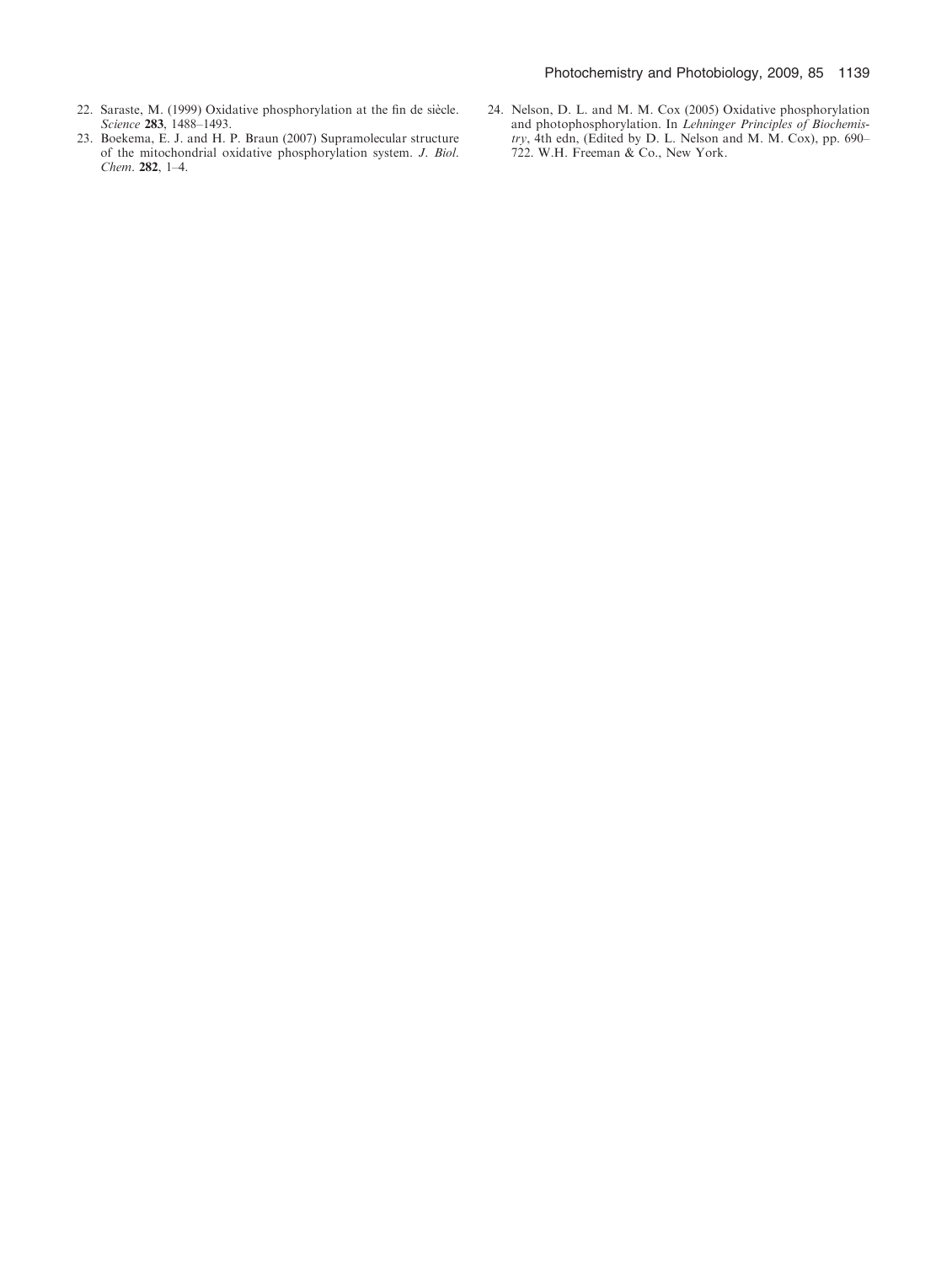22. Saraste, M. (1999) Oxidative phosphorylation at the fin de siècle. *Science* **283**, 1488–1493.
23. Boekema, E. J. and H. P. Braun (2007) Supramolecular structure of the mitochondrial oxidative phosphorylation system. *J. Biol. Chem*. **282**, 1–4.
24. Nelson, D. L. and M. M. Cox (2005) Oxidative phosphorylation and photophosphorylation. In *Lehninger Principles of Biochemistry*, 4th edn, (Edited by D. L. Nelson and M. M. Cox), pp. 690–722. W.H. Freeman & Co., New York.